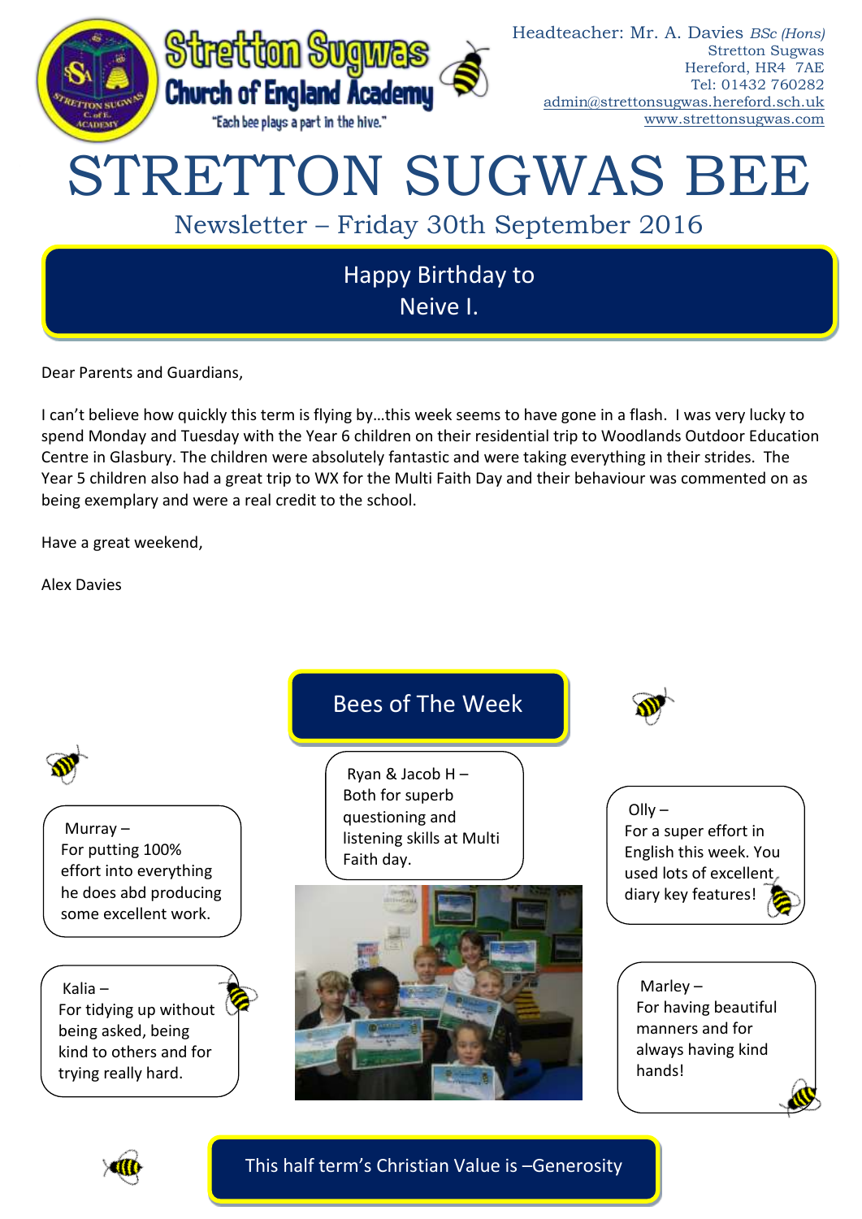Stretton Sugwas Church of England Academy

"Each bee plays a part in the hive."

Headteacher: Mr. A. Davies *BSc (Hons)*
Stretton Sugwas
Hereford, HR4 7AE
Tel: 01432 760282
admin@strettonsugwas.hereford.sch.uk
www.strettonsugwas.com

# STRETTON SUGWAS BEE

## Newsletter – Friday 30th September 2016

### Happy Birthday to Neive I.

Dear Parents and Guardians,

I can't believe how quickly this term is flying by…this week seems to have gone in a flash. I was very lucky to spend Monday and Tuesday with the Year 6 children on their residential trip to Woodlands Outdoor Education Centre in Glasbury. The children were absolutely fantastic and were taking everything in their strides. The Year 5 children also had a great trip to WX for the Multi Faith Day and their behaviour was commented on as being exemplary and were a real credit to the school.

Have a great weekend,

Alex Davies

### Bees of The Week

Murray – For putting 100% effort into everything he does abd producing some excellent work.

Kalia – For tidying up without being asked, being kind to others and for trying really hard.

Ryan & Jacob H – Both for superb questioning and listening skills at Multi Faith day.

Olly – For a super effort in English this week. You used lots of excellent diary key features!

Marley – For having beautiful manners and for always having kind hands!

### This half term's Christian Value is –Generosity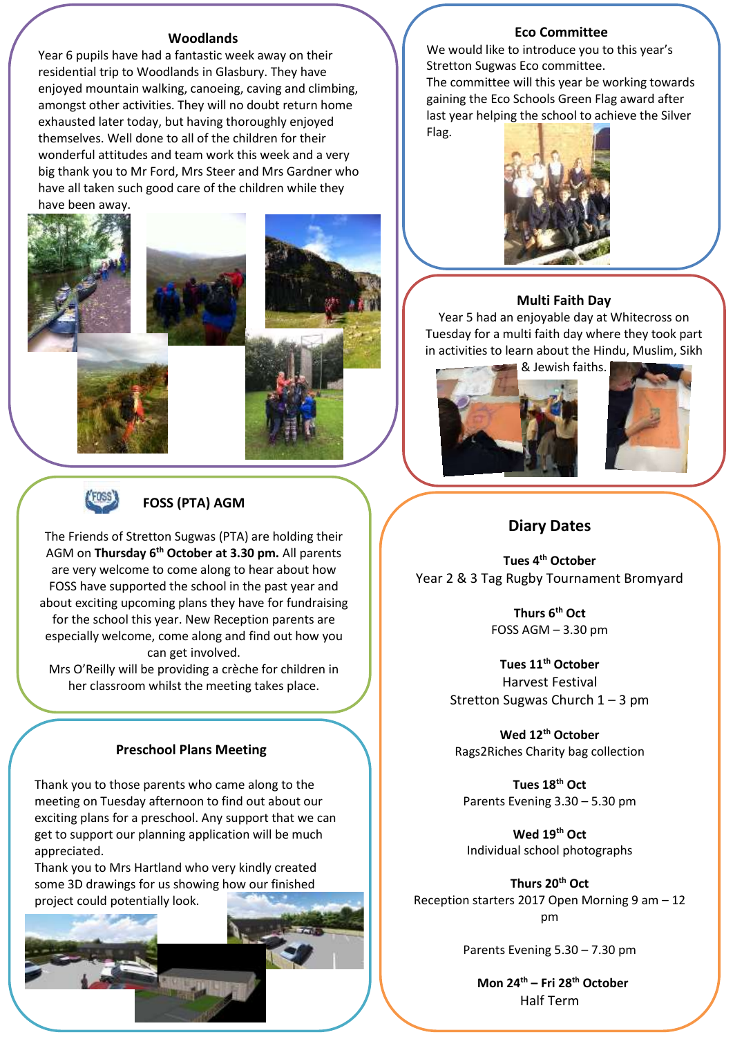## Woodlands

Year 6 pupils have had a fantastic week away on their residential trip to Woodlands in Glasbury. They have enjoyed mountain walking, canoeing, caving and climbing, amongst other activities. They will no doubt return home exhausted later today, but having thoroughly enjoyed themselves. Well done to all of the children for their wonderful attitudes and team work this week and a very big thank you to Mr Ford, Mrs Steer and Mrs Gardner who have all taken such good care of the children while they have been away.

## Eco Committee

We would like to introduce you to this year's Stretton Sugwas Eco committee.
The committee will this year be working towards gaining the Eco Schools Green Flag award after last year helping the school to achieve the Silver Flag.

## Multi Faith Day

Year 5 had an enjoyable day at Whitecross on Tuesday for a multi faith day where they took part in activities to learn about the Hindu, Muslim, Sikh & Jewish faiths.

## FOSS (PTA) AGM

The Friends of Stretton Sugwas (PTA) are holding their AGM on **Thursday 6th October at 3.30 pm.** All parents are very welcome to come along to hear about how FOSS have supported the school in the past year and about exciting upcoming plans they have for fundraising for the school this year. New Reception parents are especially welcome, come along and find out how you can get involved.
Mrs O'Reilly will be providing a crèche for children in her classroom whilst the meeting takes place.

## Preschool Plans Meeting

Thank you to those parents who came along to the meeting on Tuesday afternoon to find out about our exciting plans for a preschool. Any support that we can get to support our planning application will be much appreciated.
Thank you to Mrs Hartland who very kindly created some 3D drawings for us showing how our finished project could potentially look.

## Diary Dates

**Tues 4th October**
Year 2 & 3 Tag Rugby Tournament Bromyard

**Thurs 6th Oct**
FOSS AGM – 3.30 pm

**Tues 11th October**
Harvest Festival
Stretton Sugwas Church 1 – 3 pm

**Wed 12th October**
Rags2Riches Charity bag collection

**Tues 18th Oct**
Parents Evening 3.30 – 5.30 pm

**Wed 19th Oct**
Individual school photographs

**Thurs 20th Oct**
Reception starters 2017 Open Morning 9 am – 12 pm

Parents Evening 5.30 – 7.30 pm

**Mon 24th – Fri 28th October**
Half Term